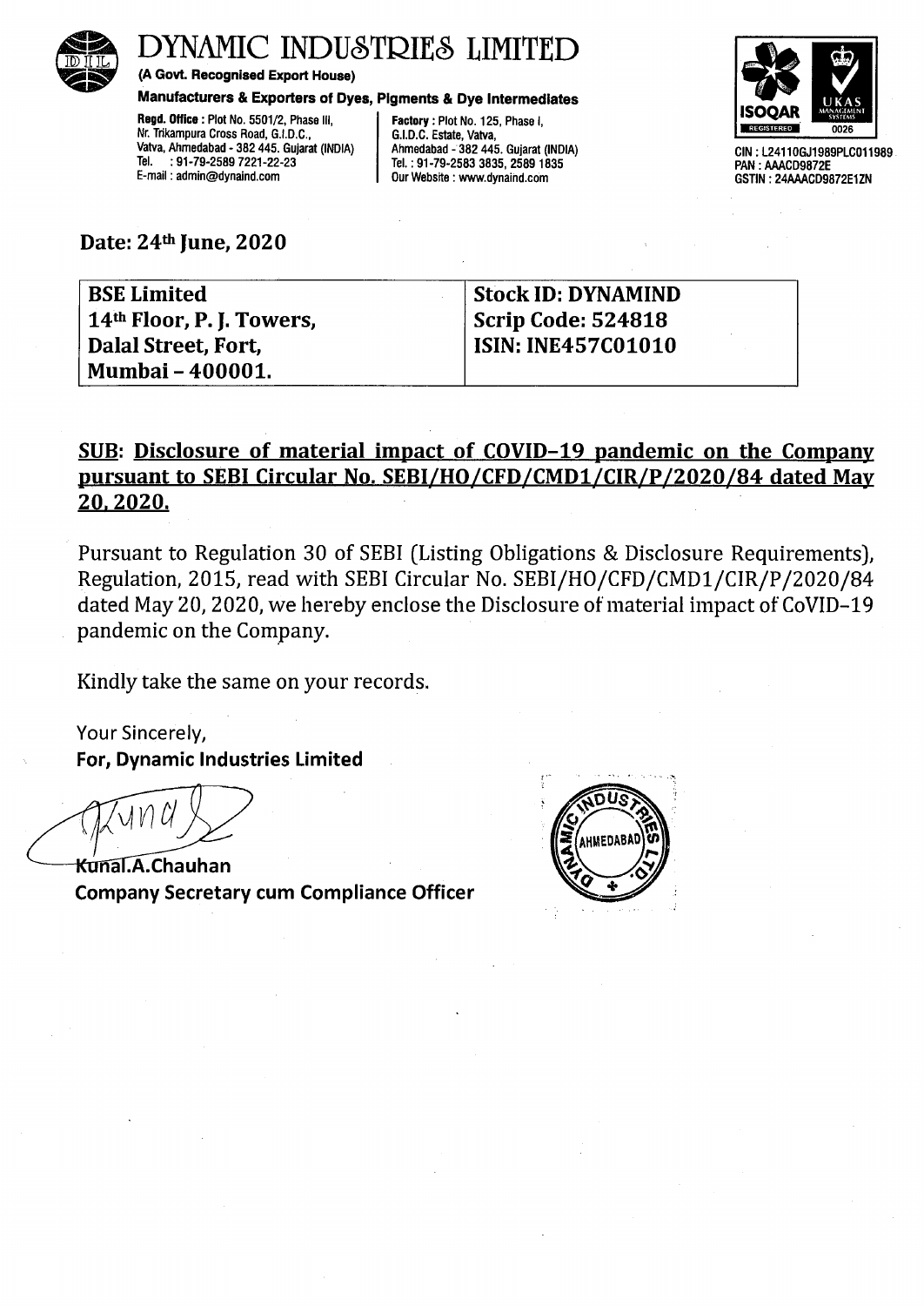# DYNAMIC INDUSTRIES LIMITED

**(A Govt. Recognised Export House)**

**Manufacturers & Exporters of Dyes, Pigments & Dye Intermediates**

**Regd. Office :** Plot No. 5501/2, Phase III, Nr. Trikampura Cross Road, G.I.D.C., Vatva, Ahmedabad - 382 445. Gujarat (INDIA)
Tel. : 91-79-2589 7221-22-23
E-mail : admin@dynaind.com

**Factory :** Plot No. 125, Phase I, G.I.D.C. Estate, Vatva, Ahmedabad - 382 445. Gujarat (INDIA)
Tel. : 91-79-2583 3835, 2589 1835
Our Website : www.dynaind.com

CIN : L24110GJ1989PLC011989
PAN : AAACD9872E
GSTIN : 24AAACD9872E1ZN

**Date: 24th June, 2020**

| **BSE Limited** | **Stock ID: DYNAMIND** |
|---|---|
| **14th Floor, P. J. Towers,** | **Scrip Code: 524818** |
| **Dalal Street, Fort,** | **ISIN: INE457C01010** |
| **Mumbai – 400001.** | |

**SUB: Disclosure of material impact of COVID–19 pandemic on the Company pursuant to SEBI Circular No. SEBI/HO/CFD/CMD1/CIR/P/2020/84 dated May 20, 2020.**

Pursuant to Regulation 30 of SEBI (Listing Obligations & Disclosure Requirements), Regulation, 2015, read with SEBI Circular No. SEBI/HO/CFD/CMD1/CIR/P/2020/84 dated May 20, 2020, we hereby enclose the Disclosure of material impact of CoVID–19 pandemic on the Company.

Kindly take the same on your records.

Your Sincerely,
**For, Dynamic Industries Limited**

**Kunal.A.Chauhan**
**Company Secretary cum Compliance Officer**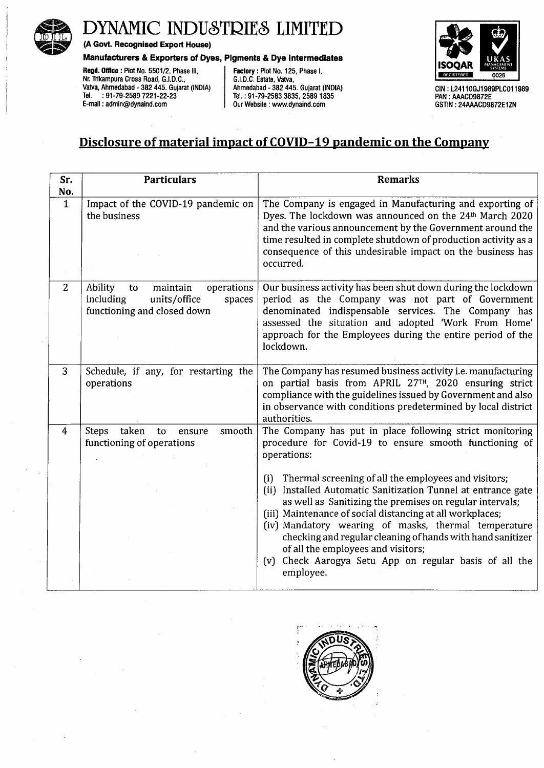# DYNAMIC INDUSTRIES LIMITED

**(A Govt. Recognised Export House)**

**Manufacturers & Exporters of Dyes, Pigments & Dye Intermediates**

**Regd. Office :** Plot No. 5501/2, Phase III, Nr. Trikampura Cross Road, G.I.D.C., Vatva, Ahmedabad - 382 445. Gujarat (INDIA) Tel. : 91-79-2589 7221-22-23 E-mail : admin@dynaind.com

**Factory :** Plot No. 125, Phase I, G.I.D.C. Estate, Vatva, Ahmedabad - 382 445. Gujarat (INDIA) Tel. : 91-79-2583 3835, 2589 1835 Our Website : www.dynaind.com

CIN : L24110GJ1989PLC011989
PAN : AAACD9872E
GSTIN : 24AAACD9872E1ZN

## Disclosure of material impact of COVID-19 pandemic on the Company

| Sr. No. | Particulars | Remarks |
|---|---|---|
| 1 | Impact of the COVID-19 pandemic on the business | The Company is engaged in Manufacturing and exporting of Dyes. The lockdown was announced on the 24th March 2020 and the various announcement by the Government around the time resulted in complete shutdown of production activity as a consequence of this undesirable impact on the business has occurred. |
| 2 | Ability to maintain operations including units/office spaces functioning and closed down | Our business activity has been shut down during the lockdown period as the Company was not part of Government denominated indispensable services. The Company has assessed the situation and adopted 'Work From Home' approach for the Employees during the entire period of the lockdown. |
| 3 | Schedule, if any, for restarting the operations | The Company has resumed business activity i.e. manufacturing on partial basis from APRIL 27TH, 2020 ensuring strict compliance with the guidelines issued by Government and also in observance with conditions predetermined by local district authorities. |
| 4 | Steps taken to ensure smooth functioning of operations | The Company has put in place following strict monitoring procedure for Covid-19 to ensure smooth functioning of operations:<br><br>(i) Thermal screening of all the employees and visitors;<br>(ii) Installed Automatic Sanitization Tunnel at entrance gate as well as Sanitizing the premises on regular intervals;<br>(iii) Maintenance of social distancing at all workplaces;<br>(iv) Mandatory wearing of masks, thermal temperature checking and regular cleaning of hands with hand sanitizer of all the employees and visitors;<br>(v) Check Aarogya Setu App on regular basis of all the employee. |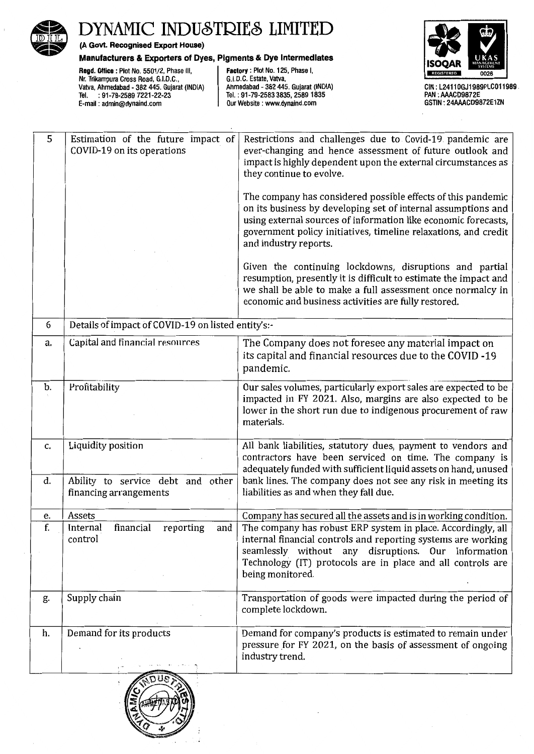# DYNAMIC INDUSTRIES LIMITED

**(A Govt. Recognised Export House)**

**Manufacturers & Exporters of Dyes, Pigments & Dye Intermediates**

**Regd. Office :** Plot No. 5501/2, Phase III, Nr. Trikampura Cross Road, G.I.D.C., Vatva, Ahmedabad - 382 445. Gujarat (INDIA) Tel. : 91-79-2589 7221-22-23 E-mail : admin@dynaind.com

**Factory :** Plot No. 125, Phase I, G.I.D.C. Estate, Vatva, Ahmedabad - 382 445. Gujarat (INDIA) Tel. : 91-79-2583 3835, 2589 1835 Our Website : www.dynaind.com

CIN : L24110GJ1989PLC011989
PAN : AAACD9872E
GSTIN : 24AAACD9872E1ZN

| 5 | Estimation of the future impact of COVID-19 on its operations | Restrictions and challenges due to Covid-19 pandemic are ever-changing and hence assessment of future outlook and impact is highly dependent upon the external circumstances as they continue to evolve.<br><br>The company has considered possible effects of this pandemic on its business by developing set of internal assumptions and using external sources of information like economic forecasts, government policy initiatives, timeline relaxations, and credit and industry reports.<br><br>Given the continuing lockdowns, disruptions and partial resumption, presently it is difficult to estimate the impact and we shall be able to make a full assessment once normalcy in economic and business activities are fully restored. |
|---|---|---|
| 6 | Details of impact of COVID-19 on listed entity's:- | |
| a. | Capital and financial resources | The Company does not foresee any material impact on its capital and financial resources due to the COVID -19 pandemic. |
| b. | Profitability | Our sales volumes, particularly export sales are expected to be impacted in FY 2021. Also, margins are also expected to be lower in the short run due to indigenous procurement of raw materials. |
| c. | Liquidity position | All bank liabilities, statutory dues, payment to vendors and contractors have been serviced on time. The company is adequately funded with sufficient liquid assets on hand, unused bank lines. The company does not see any risk in meeting its liabilities as and when they fall due. |
| d. | Ability to service debt and other financing arrangements | |
| e. | Assets | Company has secured all the assets and is in working condition. |
| f. | Internal financial reporting and control | The company has robust ERP system in place. Accordingly, all internal financial controls and reporting systems are working seamlessly without any disruptions. Our Information Technology (IT) protocols are in place and all controls are being monitored. |
| g. | Supply chain | Transportation of goods were impacted during the period of complete lockdown. |
| h. | Demand for its products | Demand for company's products is estimated to remain under pressure for FY 2021, on the basis of assessment of ongoing industry trend. |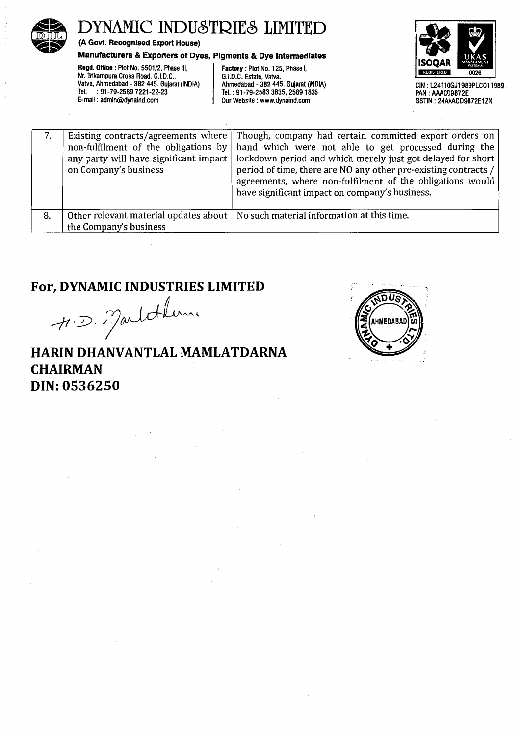# DYNAMIC INDUSTRIES LIMITED

**(A Govt. Recognised Export House)**

**Manufacturers & Exporters of Dyes, Pigments & Dye Intermediates**

**Regd. Office :** Plot No. 5501/2, Phase III, Nr. Trikampura Cross Road, G.I.D.C., Vatva, Ahmedabad - 382 445. Gujarat (INDIA) Tel. : 91-79-2589 7221-22-23 E-mail : admin@dynaind.com

**Factory :** Plot No. 125, Phase I, G.I.D.C. Estate, Vatva, Ahmedabad - 382 445. Gujarat (INDIA) Tel. : 91-79-2583 3835, 2589 1835 Our Website : www.dynaind.com

CIN : L24110GJ1989PLC011989
PAN : AAACD9872E
GSTIN : 24AAACD9872E1ZN

| | | |
|---|---|---|
| 7. | Existing contracts/agreements where non-fulfilment of the obligations by any party will have significant impact on Company's business | Though, company had certain committed export orders on hand which were not able to get processed during the lockdown period and which merely just got delayed for short period of time, there are NO any other pre-existing contracts / agreements, where non-fulfilment of the obligations would have significant impact on company's business. |
| 8. | Other relevant material updates about the Company's business | No such material information at this time. |

**For, DYNAMIC INDUSTRIES LIMITED**

H. D. Mamlatdarna

**HARIN DHANVANTLAL MAMLATDARNA**
**CHAIRMAN**
**DIN: 0536250**